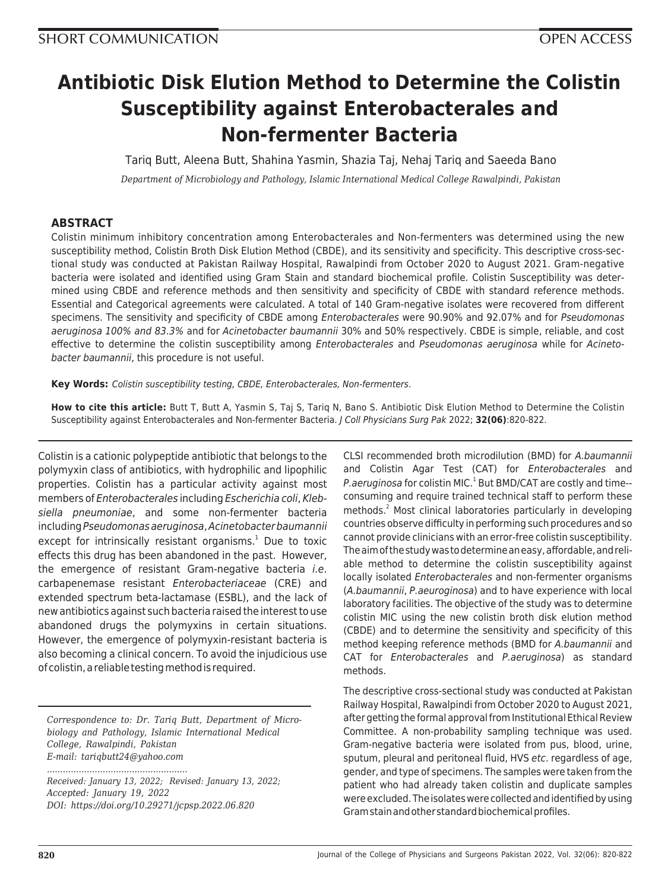SHORT COMMUNICATION

OPEN ACCESS

# Antibiotic Disk Elution Method to Determine the Colistin Susceptibility against Enterobacterales and Non-fermenter Bacteria

Tariq Butt, Aleena Butt, Shahina Yasmin, Shazia Taj, Nehaj Tariq and Saeeda Bano

*Department of Microbiology and Pathology, Islamic International Medical College Rawalpindi, Pakistan*

## ABSTRACT

Colistin minimum inhibitory concentration among Enterobacterales and Non-fermenters was determined using the new susceptibility method, Colistin Broth Disk Elution Method (CBDE), and its sensitivity and specificity. This descriptive cross-sectional study was conducted at Pakistan Railway Hospital, Rawalpindi from October 2020 to August 2021. Gram-negative bacteria were isolated and identified using Gram Stain and standard biochemical profile. Colistin Susceptibility was determined using CBDE and reference methods and then sensitivity and specificity of CBDE with standard reference methods. Essential and Categorical agreements were calculated. A total of 140 Gram-negative isolates were recovered from different specimens. The sensitivity and specificity of CBDE among *Enterobacterales* were 90.90% and 92.07% and for *Pseudomonas aeruginosa 100% and 83.3%* and for *Acinetobacter baumannii* 30% and 50% respectively. CBDE is simple, reliable, and cost effective to determine the colistin susceptibility among *Enterobacterales* and *Pseudomonas aeruginosa* while for *Acinetobacter baumannii*, this procedure is not useful.

**Key Words:** *Colistin susceptibility testing, CBDE, Enterobacterales, Non-fermenters.*

**How to cite this article:** Butt T, Butt A, Yasmin S, Taj S, Tariq N, Bano S. Antibiotic Disk Elution Method to Determine the Colistin Susceptibility against Enterobacterales and Non-fermenter Bacteria. *J Coll Physicians Surg Pak* 2022; **32(06)**:820-822.

Colistin is a cationic polypeptide antibiotic that belongs to the polymyxin class of antibiotics, with hydrophilic and lipophilic properties. Colistin has a particular activity against most members of *Enterobacterales* including *Escherichia coli*, *Klebsiella pneumoniae*, and some non-fermenter bacteria including *Pseudomonas aeruginosa*, *Acinetobacter baumannii* except for intrinsically resistant organisms.[1] Due to toxic effects this drug has been abandoned in the past. However, the emergence of resistant Gram-negative bacteria *i.e.* carbapenemase resistant *Enterobacteriaceae* (CRE) and extended spectrum beta-lactamase (ESBL), and the lack of new antibiotics against such bacteria raised the interest to use abandoned drugs the polymyxins in certain situations. However, the emergence of polymyxin-resistant bacteria is also becoming a clinical concern. To avoid the injudicious use of colistin, a reliable testing method is required.

*Correspondence to: Dr. Tariq Butt, Department of Microbiology and Pathology, Islamic International Medical College, Rawalpindi, Pakistan*
*E-mail: tariqbutt24@yahoo.com*

*Received: January 13, 2022; Revised: January 13, 2022; Accepted: January 19, 2022*
*DOI: https://doi.org/10.29271/jcpsp.2022.06.820*

CLSI recommended broth microdilution (BMD) for *A.baumannii* and Colistin Agar Test (CAT) for *Enterobacterales* and *P.aeruginosa* for colistin MIC.[1] But BMD/CAT are costly and time--consuming and require trained technical staff to perform these methods.[2] Most clinical laboratories particularly in developing countries observe difficulty in performing such procedures and so cannot provide clinicians with an error-free colistin susceptibility. The aim of the study was to determine an easy, affordable, and reliable method to determine the colistin susceptibility against locally isolated *Enterobacterales* and non-fermenter organisms (*A.baumannii*, *P.aeuroginosa*) and to have experience with local laboratory facilities. The objective of the study was to determine colistin MIC using the new colistin broth disk elution method (CBDE) and to determine the sensitivity and specificity of this method keeping reference methods (BMD for *A.baumannii* and CAT for *Enterobacterales* and *P.aeruginosa*) as standard methods.

The descriptive cross-sectional study was conducted at Pakistan Railway Hospital, Rawalpindi from October 2020 to August 2021, after getting the formal approval from Institutional Ethical Review Committee. A non-probability sampling technique was used. Gram-negative bacteria were isolated from pus, blood, urine, sputum, pleural and peritoneal fluid, HVS *etc*. regardless of age, gender, and type of specimens. The samples were taken from the patient who had already taken colistin and duplicate samples were excluded. The isolates were collected and identified by using Gram stain and other standard biochemical profiles.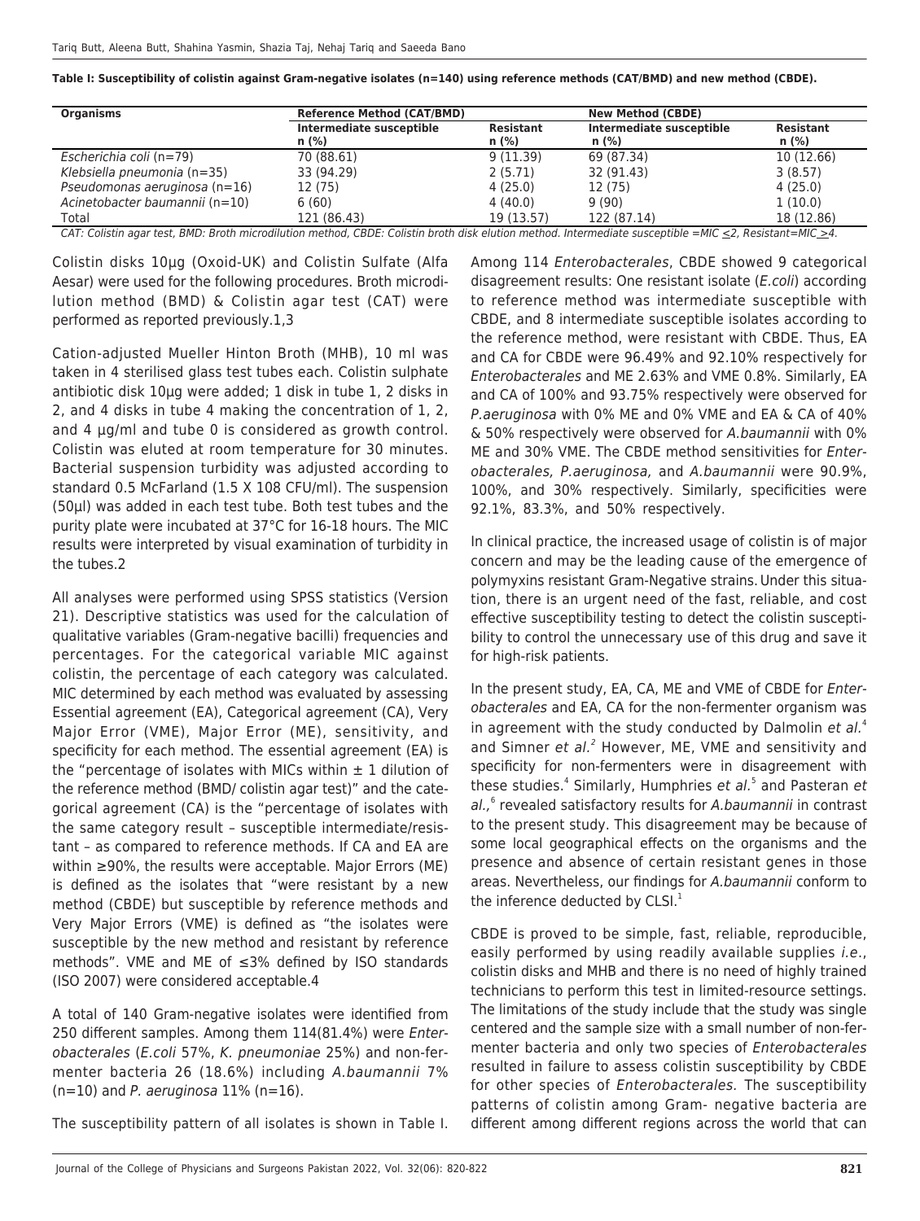**Table I: Susceptibility of colistin against Gram-negative isolates (n=140) using reference methods (CAT/BMD) and new method (CBDE).**

| Organisms | Reference Method (CAT/BMD) | | New Method (CBDE) | |
|---|---|---|---|---|
| | Intermediate susceptible n (%) | Resistant n (%) | Intermediate susceptible n (%) | Resistant n (%) |
| *Escherichia coli* (n=79) | 70 (88.61) | 9 (11.39) | 69 (87.34) | 10 (12.66) |
| *Klebsiella pneumonia* (n=35) | 33 (94.29) | 2 (5.71) | 32 (91.43) | 3 (8.57) |
| *Pseudomonas aeruginosa* (n=16) | 12 (75) | 4 (25.0) | 12 (75) | 4 (25.0) |
| *Acinetobacter baumannii* (n=10) | 6 (60) | 4 (40.0) | 9 (90) | 1 (10.0) |
| Total | 121 (86.43) | 19 (13.57) | 122 (87.14) | 18 (12.86) |

*CAT: Colistin agar test, BMD: Broth microdilution method, CBDE: Colistin broth disk elution method. Intermediate susceptible =MIC ≤2, Resistant=MIC ≥4.*

Colistin disks 10μg (Oxoid-UK) and Colistin Sulfate (Alfa Aesar) were used for the following procedures. Broth microdilution method (BMD) & Colistin agar test (CAT) were performed as reported previously.1,3

Cation-adjusted Mueller Hinton Broth (MHB), 10 ml was taken in 4 sterilised glass test tubes each. Colistin sulphate antibiotic disk 10μg were added; 1 disk in tube 1, 2 disks in 2, and 4 disks in tube 4 making the concentration of 1, 2, and 4 μg/ml and tube 0 is considered as growth control. Colistin was eluted at room temperature for 30 minutes. Bacterial suspension turbidity was adjusted according to standard 0.5 McFarland (1.5 X 108 CFU/ml). The suspension (50μl) was added in each test tube. Both test tubes and the purity plate were incubated at 37°C for 16-18 hours. The MIC results were interpreted by visual examination of turbidity in the tubes.2

All analyses were performed using SPSS statistics (Version 21). Descriptive statistics was used for the calculation of qualitative variables (Gram-negative bacilli) frequencies and percentages. For the categorical variable MIC against colistin, the percentage of each category was calculated. MIC determined by each method was evaluated by assessing Essential agreement (EA), Categorical agreement (CA), Very Major Error (VME), Major Error (ME), sensitivity, and specificity for each method. The essential agreement (EA) is the "percentage of isolates with MICs within ± 1 dilution of the reference method (BMD/ colistin agar test)" and the categorical agreement (CA) is the "percentage of isolates with the same category result – susceptible intermediate/resistant – as compared to reference methods. If CA and EA are within ≥90%, the results were acceptable. Major Errors (ME) is defined as the isolates that "were resistant by a new method (CBDE) but susceptible by reference methods and Very Major Errors (VME) is defined as "the isolates were susceptible by the new method and resistant by reference methods". VME and ME of ≤3% defined by ISO standards (ISO 2007) were considered acceptable.4

A total of 140 Gram-negative isolates were identified from 250 different samples. Among them 114(81.4%) were *Enterobacterales* (*E.coli* 57%, *K. pneumoniae* 25%) and non-fermenter bacteria 26 (18.6%) including *A.baumannii* 7% (n=10) and *P. aeruginosa* 11% (n=16).

The susceptibility pattern of all isolates is shown in Table I. Among 114 *Enterobacterales*, CBDE showed 9 categorical disagreement results: One resistant isolate (*E.coli*) according to reference method was intermediate susceptible with CBDE, and 8 intermediate susceptible isolates according to the reference method, were resistant with CBDE. Thus, EA and CA for CBDE were 96.49% and 92.10% respectively for *Enterobacterales* and ME 2.63% and VME 0.8%. Similarly, EA and CA of 100% and 93.75% respectively were observed for *P.aeruginosa* with 0% ME and 0% VME and EA & CA of 40% & 50% respectively were observed for *A.baumannii* with 0% ME and 30% VME. The CBDE method sensitivities for *Enterobacterales, P.aeruginosa,* and *A.baumannii* were 90.9%, 100%, and 30% respectively. Similarly, specificities were 92.1%, 83.3%, and 50% respectively.

In clinical practice, the increased usage of colistin is of major concern and may be the leading cause of the emergence of polymyxins resistant Gram-Negative strains. Under this situation, there is an urgent need of the fast, reliable, and cost effective susceptibility testing to detect the colistin susceptibility to control the unnecessary use of this drug and save it for high-risk patients.

In the present study, EA, CA, ME and VME of CBDE for *Enterobacterales* and EA, CA for the non-fermenter organism was in agreement with the study conducted by Dalmolin *et al.*[4] and Simner *et al.*[2] However, ME, VME and sensitivity and specificity for non-fermenters were in disagreement with these studies.[4] Similarly, Humphries *et al.*[5] and Pasteran *et al.*,[6] revealed satisfactory results for *A.baumannii* in contrast to the present study. This disagreement may be because of some local geographical effects on the organisms and the presence and absence of certain resistant genes in those areas. Nevertheless, our findings for *A.baumannii* conform to the inference deducted by CLSI.[1]

CBDE is proved to be simple, fast, reliable, reproducible, easily performed by using readily available supplies *i.e.*, colistin disks and MHB and there is no need of highly trained technicians to perform this test in limited-resource settings. The limitations of the study include that the study was single centered and the sample size with a small number of non-fermenter bacteria and only two species of *Enterobacterales* resulted in failure to assess colistin susceptibility by CBDE for other species of *Enterobacterales.* The susceptibility patterns of colistin among Gram- negative bacteria are different among different regions across the world that can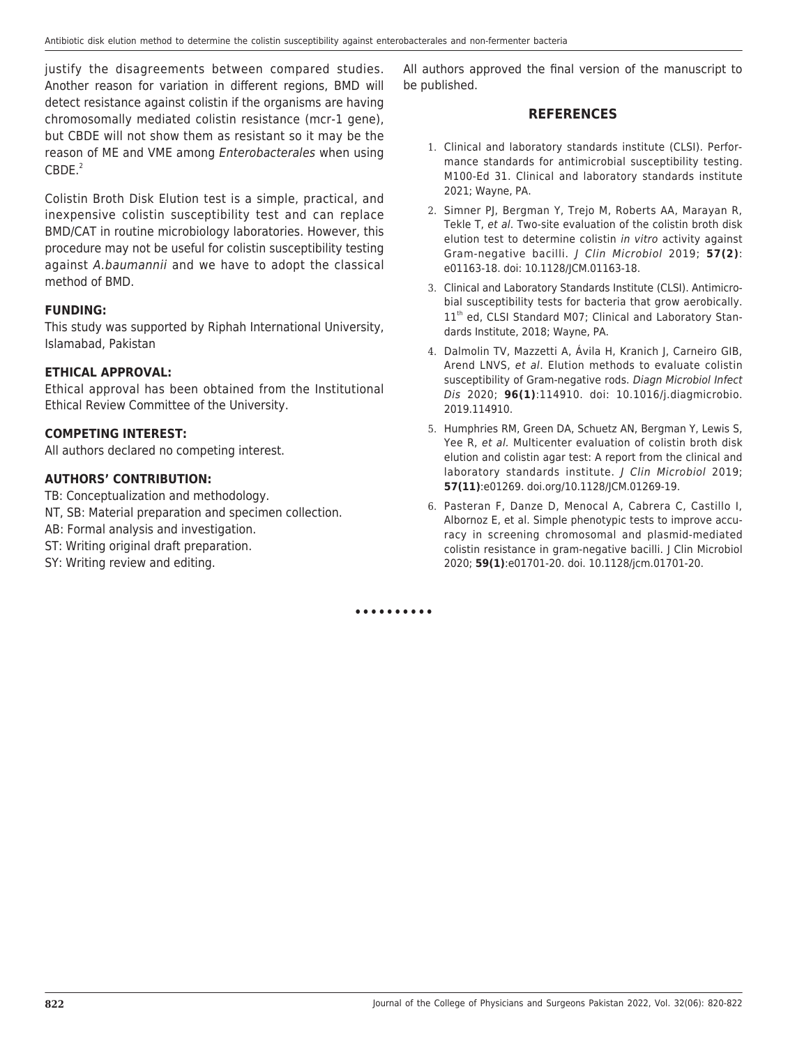justify the disagreements between compared studies. Another reason for variation in different regions, BMD will detect resistance against colistin if the organisms are having chromosomally mediated colistin resistance (mcr-1 gene), but CBDE will not show them as resistant so it may be the reason of ME and VME among *Enterobacterales* when using CBDE.[2]

Colistin Broth Disk Elution test is a simple, practical, and inexpensive colistin susceptibility test and can replace BMD/CAT in routine microbiology laboratories. However, this procedure may not be useful for colistin susceptibility testing against *A.baumannii* and we have to adopt the classical method of BMD.

**FUNDING:**

This study was supported by Riphah International University, Islamabad, Pakistan

**ETHICAL APPROVAL:**

Ethical approval has been obtained from the Institutional Ethical Review Committee of the University.

**COMPETING INTEREST:**

All authors declared no competing interest.

**AUTHORS' CONTRIBUTION:**

TB: Conceptualization and methodology.
NT, SB: Material preparation and specimen collection.
AB: Formal analysis and investigation.
ST: Writing original draft preparation.
SY: Writing review and editing.

All authors approved the final version of the manuscript to be published.

## REFERENCES

1. Clinical and laboratory standards institute (CLSI). Performance standards for antimicrobial susceptibility testing. M100-Ed 31. Clinical and laboratory standards institute 2021; Wayne, PA.
2. Simner PJ, Bergman Y, Trejo M, Roberts AA, Marayan R, Tekle T, *et al*. Two-site evaluation of the colistin broth disk elution test to determine colistin *in vitro* activity against Gram-negative bacilli. *J Clin Microbiol* 2019; **57(2)**: e01163-18. doi: 10.1128/JCM.01163-18.
3. Clinical and Laboratory Standards Institute (CLSI). Antimicrobial susceptibility tests for bacteria that grow aerobically. 11th ed, CLSI Standard M07; Clinical and Laboratory Standards Institute, 2018; Wayne, PA.
4. Dalmolin TV, Mazzetti A, Ávila H, Kranich J, Carneiro GIB, Arend LNVS, *et al*. Elution methods to evaluate colistin susceptibility of Gram-negative rods. *Diagn Microbiol Infect Dis* 2020; **96(1)**:114910. doi: 10.1016/j.diagmicrobio.2019.114910.
5. Humphries RM, Green DA, Schuetz AN, Bergman Y, Lewis S, Yee R, *et al.* Multicenter evaluation of colistin broth disk elution and colistin agar test: A report from the clinical and laboratory standards institute. *J Clin Microbiol* 2019; **57(11)**:e01269. doi.org/10.1128/JCM.01269-19.
6. Pasteran F, Danze D, Menocal A, Cabrera C, Castillo I, Albornoz E, et al. Simple phenotypic tests to improve accuracy in screening chromosomal and plasmid-mediated colistin resistance in gram-negative bacilli. J Clin Microbiol 2020; **59(1)**:e01701-20. doi. 10.1128/jcm.01701-20.